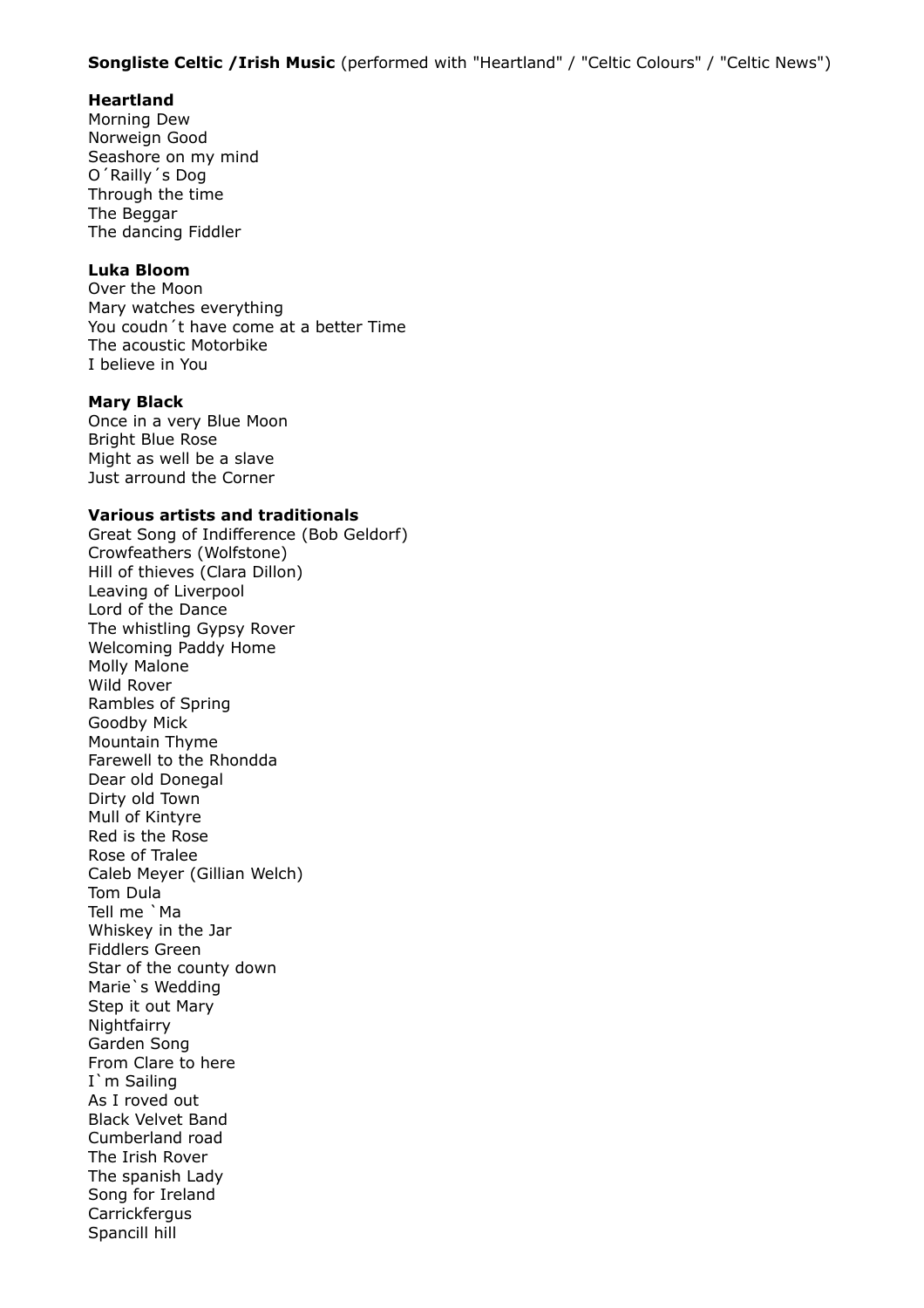**Songliste Celtic /Irish Music** (performed with "Heartland" / "Celtic Colours" / "Celtic News")

**Heartland**
Morning Dew
Norweign Good
Seashore on my mind
O´Railly´s Dog
Through the time
The Beggar
The dancing Fiddler

**Luka Bloom**
Over the Moon
Mary watches everything
You coudn´t have come at a better Time
The acoustic Motorbike
I believe in You

**Mary Black**
Once in a very Blue Moon
Bright Blue Rose
Might as well be a slave
Just arround the Corner

**Various artists and traditionals**
Great Song of Indifference (Bob Geldorf)
Crowfeathers (Wolfstone)
Hill of thieves (Clara Dillon)
Leaving of Liverpool
Lord of the Dance
The whistling Gypsy Rover
Welcoming Paddy Home
Molly Malone
Wild Rover
Rambles of Spring
Goodby Mick
Mountain Thyme
Farewell to the Rhondda
Dear old Donegal
Dirty old Town
Mull of Kintyre
Red is the Rose
Rose of Tralee
Caleb Meyer (Gillian Welch)
Tom Dula
Tell me `Ma
Whiskey in the Jar
Fiddlers Green
Star of the county down
Marie`s Wedding
Step it out Mary
Nightfairry
Garden Song
From Clare to here
I`m Sailing
As I roved out
Black Velvet Band
Cumberland road
The Irish Rover
The spanish Lady
Song for Ireland
Carrickfergus
Spancill hill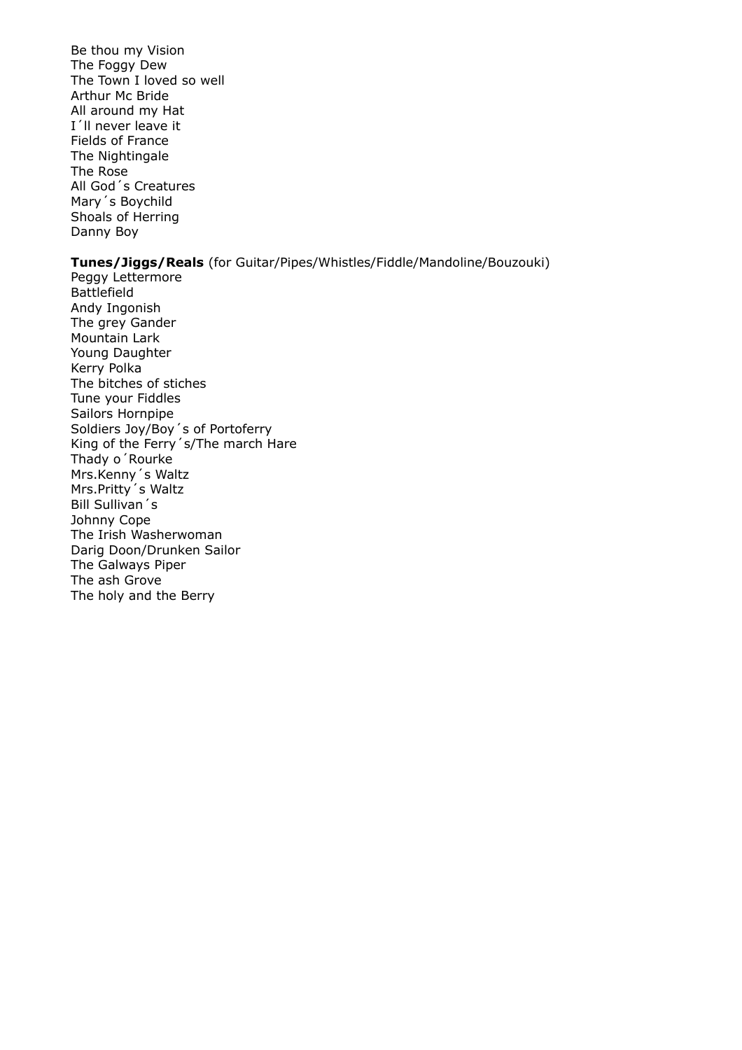Be thou my Vision
The Foggy Dew
The Town I loved so well
Arthur Mc Bride
All around my Hat
I´ll never leave it
Fields of France
The Nightingale
The Rose
All God´s Creatures
Mary´s Boychild
Shoals of Herring
Danny Boy

**Tunes/Jiggs/Reals** (for Guitar/Pipes/Whistles/Fiddle/Mandoline/Bouzouki)
Peggy Lettermore
Battlefield
Andy Ingonish
The grey Gander
Mountain Lark
Young Daughter
Kerry Polka
The bitches of stiches
Tune your Fiddles
Sailors Hornpipe
Soldiers Joy/Boy´s of Portoferry
King of the Ferry´s/The march Hare
Thady o´Rourke
Mrs.Kenny´s Waltz
Mrs.Pritty´s Waltz
Bill Sullivan´s
Johnny Cope
The Irish Washerwoman
Darig Doon/Drunken Sailor
The Galways Piper
The ash Grove
The holy and the Berry